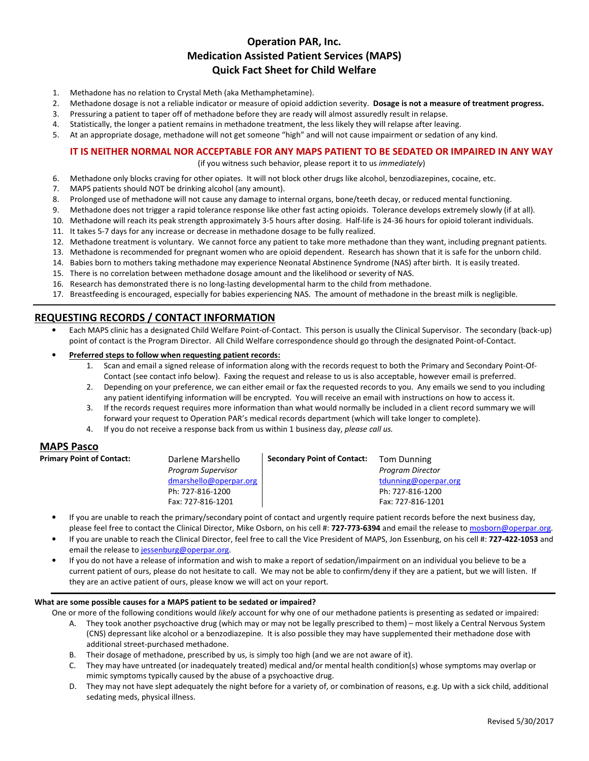# Operation PAR, Inc.
# Medication Assisted Patient Services (MAPS)
# Quick Fact Sheet for Child Welfare

1. Methadone has no relation to Crystal Meth (aka Methamphetamine).
2. Methadone dosage is not a reliable indicator or measure of opioid addiction severity. **Dosage is not a measure of treatment progress.**
3. Pressuring a patient to taper off of methadone before they are ready will almost assuredly result in relapse.
4. Statistically, the longer a patient remains in methadone treatment, the less likely they will relapse after leaving.
5. At an appropriate dosage, methadone will not get someone "high" and will not cause impairment or sedation of any kind.

**IT IS NEITHER NORMAL NOR ACCEPTABLE FOR ANY MAPS PATIENT TO BE SEDATED OR IMPAIRED IN ANY WAY**

(if you witness such behavior, please report it to us *immediately*)

6. Methadone only blocks craving for other opiates. It will not block other drugs like alcohol, benzodiazepines, cocaine, etc.
7. MAPS patients should NOT be drinking alcohol (any amount).
8. Prolonged use of methadone will not cause any damage to internal organs, bone/teeth decay, or reduced mental functioning.
9. Methadone does not trigger a rapid tolerance response like other fast acting opioids. Tolerance develops extremely slowly (if at all).
10. Methadone will reach its peak strength approximately 3-5 hours after dosing. Half-life is 24-36 hours for opioid tolerant individuals.
11. It takes 5-7 days for any increase or decrease in methadone dosage to be fully realized.
12. Methadone treatment is voluntary. We cannot force any patient to take more methadone than they want, including pregnant patients.
13. Methadone is recommended for pregnant women who are opioid dependent. Research has shown that it is safe for the unborn child.
14. Babies born to mothers taking methadone may experience Neonatal Abstinence Syndrome (NAS) after birth. It is easily treated.
15. There is no correlation between methadone dosage amount and the likelihood or severity of NAS.
16. Research has demonstrated there is no long-lasting developmental harm to the child from methadone.
17. Breastfeeding is encouraged, especially for babies experiencing NAS. The amount of methadone in the breast milk is negligible.

---

## REQUESTING RECORDS / CONTACT INFORMATION

- Each MAPS clinic has a designated Child Welfare Point-of-Contact. This person is usually the Clinical Supervisor. The secondary (back-up) point of contact is the Program Director. All Child Welfare correspondence should go through the designated Point-of-Contact.
- **Preferred steps to follow when requesting patient records:**
  1. Scan and email a signed release of information along with the records request to both the Primary and Secondary Point-Of-Contact (see contact info below). Faxing the request and release to us is also acceptable, however email is preferred.
  2. Depending on your preference, we can either email or fax the requested records to you. Any emails we send to you including any patient identifying information will be encrypted. You will receive an email with instructions on how to access it.
  3. If the records request requires more information than what would normally be included in a client record summary we will forward your request to Operation PAR's medical records department (which will take longer to complete).
  4. If you do not receive a response back from us within 1 business day, *please call us.*

### MAPS Pasco

| **Primary Point of Contact:** | | **Secondary Point of Contact:** | |
|---|---|---|---|
| | Darlene Marshello<br>*Program Supervisor*<br>dmarshello@operpar.org<br>Ph: 727-816-1200<br>Fax: 727-816-1201 | | Tom Dunning<br>*Program Director*<br>tdunning@operpar.org<br>Ph: 727-816-1200<br>Fax: 727-816-1201 |

- If you are unable to reach the primary/secondary point of contact and urgently require patient records before the next business day, please feel free to contact the Clinical Director, Mike Osborn, on his cell #: **727-773-6394** and email the release to mosborn@operpar.org.
- If you are unable to reach the Clinical Director, feel free to call the Vice President of MAPS, Jon Essenburg, on his cell #: **727-422-1053** and email the release to jessenburg@operpar.org.
- If you do not have a release of information and wish to make a report of sedation/impairment on an individual you believe to be a current patient of ours, please do not hesitate to call. We may not be able to confirm/deny if they are a patient, but we will listen. If they are an active patient of ours, please know we will act on your report.

---

**What are some possible causes for a MAPS patient to be sedated or impaired?**

One or more of the following conditions would *likely* account for why one of our methadone patients is presenting as sedated or impaired:

A. They took another psychoactive drug (which may or may not be legally prescribed to them) – most likely a Central Nervous System (CNS) depressant like alcohol or a benzodiazepine. It is also possible they may have supplemented their methadone dose with additional street-purchased methadone.

B. Their dosage of methadone, prescribed by us, is simply too high (and we are not aware of it).

C. They may have untreated (or inadequately treated) medical and/or mental health condition(s) whose symptoms may overlap or mimic symptoms typically caused by the abuse of a psychoactive drug.

D. They may not have slept adequately the night before for a variety of, or combination of reasons, e.g. Up with a sick child, additional sedating meds, physical illness.

Revised 5/30/2017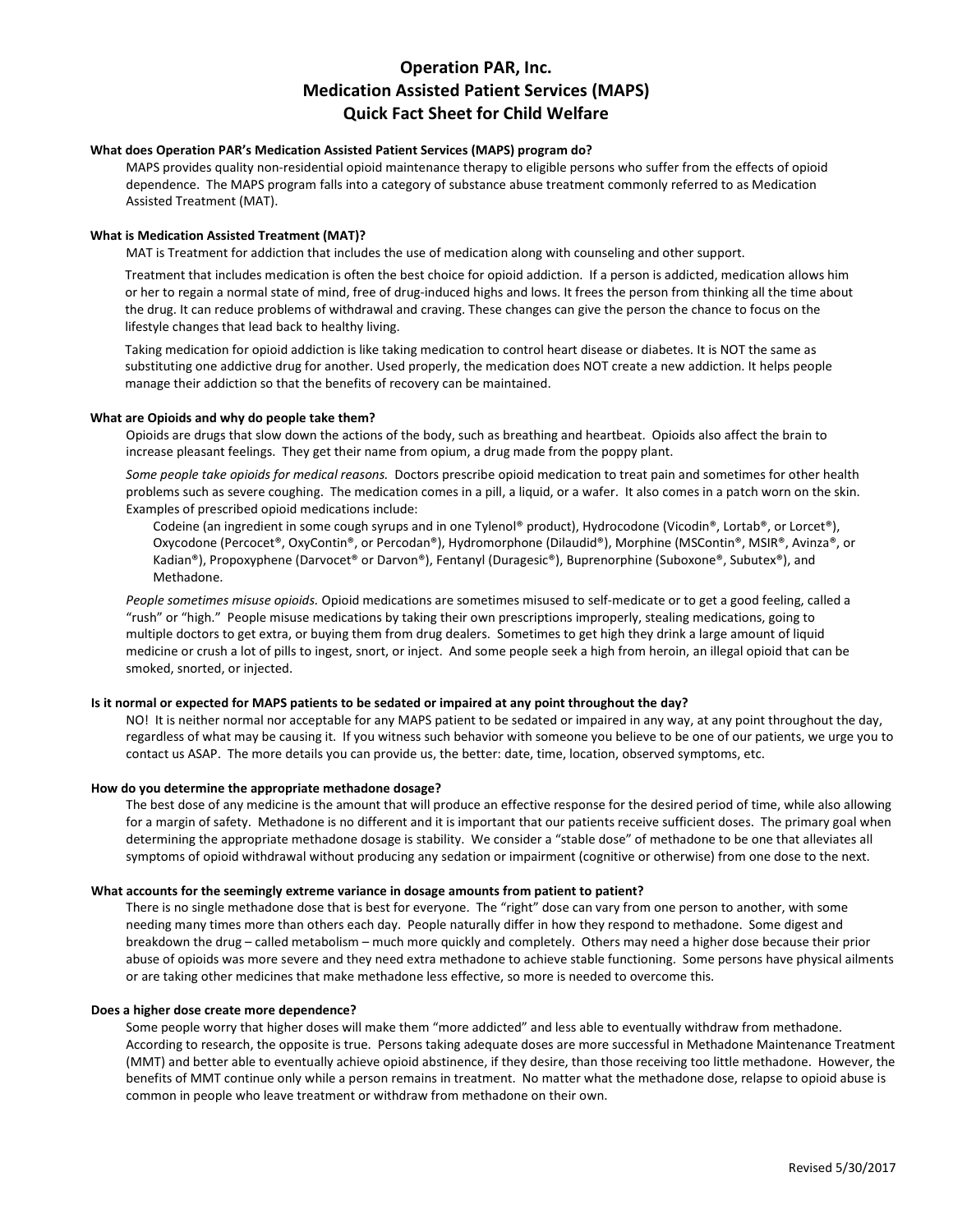# Operation PAR, Inc.
# Medication Assisted Patient Services (MAPS)
# Quick Fact Sheet for Child Welfare

**What does Operation PAR's Medication Assisted Patient Services (MAPS) program do?**

MAPS provides quality non-residential opioid maintenance therapy to eligible persons who suffer from the effects of opioid dependence. The MAPS program falls into a category of substance abuse treatment commonly referred to as Medication Assisted Treatment (MAT).

**What is Medication Assisted Treatment (MAT)?**

MAT is Treatment for addiction that includes the use of medication along with counseling and other support.

Treatment that includes medication is often the best choice for opioid addiction. If a person is addicted, medication allows him or her to regain a normal state of mind, free of drug-induced highs and lows. It frees the person from thinking all the time about the drug. It can reduce problems of withdrawal and craving. These changes can give the person the chance to focus on the lifestyle changes that lead back to healthy living.

Taking medication for opioid addiction is like taking medication to control heart disease or diabetes. It is NOT the same as substituting one addictive drug for another. Used properly, the medication does NOT create a new addiction. It helps people manage their addiction so that the benefits of recovery can be maintained.

**What are Opioids and why do people take them?**

Opioids are drugs that slow down the actions of the body, such as breathing and heartbeat. Opioids also affect the brain to increase pleasant feelings. They get their name from opium, a drug made from the poppy plant.

*Some people take opioids for medical reasons.* Doctors prescribe opioid medication to treat pain and sometimes for other health problems such as severe coughing. The medication comes in a pill, a liquid, or a wafer. It also comes in a patch worn on the skin. Examples of prescribed opioid medications include:

Codeine (an ingredient in some cough syrups and in one Tylenol® product), Hydrocodone (Vicodin®, Lortab®, or Lorcet®), Oxycodone (Percocet®, OxyContin®, or Percodan®), Hydromorphone (Dilaudid®), Morphine (MSContin®, MSIR®, Avinza®, or Kadian®), Propoxyphene (Darvocet® or Darvon®), Fentanyl (Duragesic®), Buprenorphine (Suboxone®, Subutex®), and Methadone.

*People sometimes misuse opioids.* Opioid medications are sometimes misused to self-medicate or to get a good feeling, called a "rush" or "high." People misuse medications by taking their own prescriptions improperly, stealing medications, going to multiple doctors to get extra, or buying them from drug dealers. Sometimes to get high they drink a large amount of liquid medicine or crush a lot of pills to ingest, snort, or inject. And some people seek a high from heroin, an illegal opioid that can be smoked, snorted, or injected.

**Is it normal or expected for MAPS patients to be sedated or impaired at any point throughout the day?**

NO! It is neither normal nor acceptable for any MAPS patient to be sedated or impaired in any way, at any point throughout the day, regardless of what may be causing it. If you witness such behavior with someone you believe to be one of our patients, we urge you to contact us ASAP. The more details you can provide us, the better: date, time, location, observed symptoms, etc.

**How do you determine the appropriate methadone dosage?**

The best dose of any medicine is the amount that will produce an effective response for the desired period of time, while also allowing for a margin of safety. Methadone is no different and it is important that our patients receive sufficient doses. The primary goal when determining the appropriate methadone dosage is stability. We consider a "stable dose" of methadone to be one that alleviates all symptoms of opioid withdrawal without producing any sedation or impairment (cognitive or otherwise) from one dose to the next.

**What accounts for the seemingly extreme variance in dosage amounts from patient to patient?**

There is no single methadone dose that is best for everyone. The "right" dose can vary from one person to another, with some needing many times more than others each day. People naturally differ in how they respond to methadone. Some digest and breakdown the drug – called metabolism – much more quickly and completely. Others may need a higher dose because their prior abuse of opioids was more severe and they need extra methadone to achieve stable functioning. Some persons have physical ailments or are taking other medicines that make methadone less effective, so more is needed to overcome this.

**Does a higher dose create more dependence?**

Some people worry that higher doses will make them "more addicted" and less able to eventually withdraw from methadone. According to research, the opposite is true. Persons taking adequate doses are more successful in Methadone Maintenance Treatment (MMT) and better able to eventually achieve opioid abstinence, if they desire, than those receiving too little methadone. However, the benefits of MMT continue only while a person remains in treatment. No matter what the methadone dose, relapse to opioid abuse is common in people who leave treatment or withdraw from methadone on their own.

Revised 5/30/2017